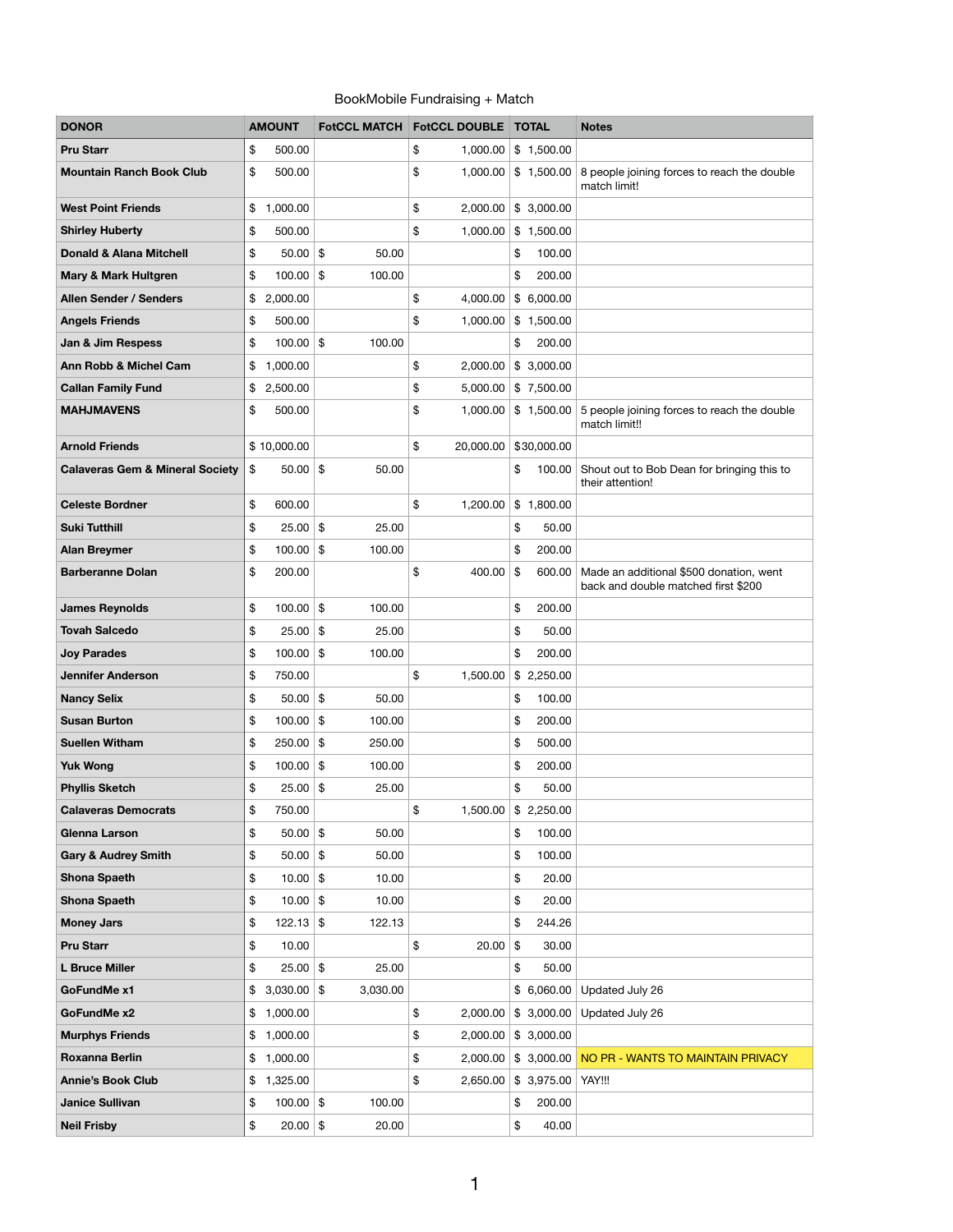BookMobile Fundraising + Match

| DONOR | AMOUNT | FotCCL MATCH | FotCCL DOUBLE | TOTAL | Notes |
|---|---|---|---|---|---|
| **Pru Starr** | $ 500.00 | | $ 1,000.00 | $ 1,500.00 | |
| **Mountain Ranch Book Club** | $ 500.00 | | $ 1,000.00 | $ 1,500.00 | 8 people joining forces to reach the double match limit! |
| **West Point Friends** | $ 1,000.00 | | $ 2,000.00 | $ 3,000.00 | |
| **Shirley Huberty** | $ 500.00 | | $ 1,000.00 | $ 1,500.00 | |
| **Donald & Alana Mitchell** | $ 50.00 | $ 50.00 | | $ 100.00 | |
| **Mary & Mark Hultgren** | $ 100.00 | $ 100.00 | | $ 200.00 | |
| **Allen Sender / Senders** | $ 2,000.00 | | $ 4,000.00 | $ 6,000.00 | |
| **Angels Friends** | $ 500.00 | | $ 1,000.00 | $ 1,500.00 | |
| **Jan & Jim Respess** | $ 100.00 | $ 100.00 | | $ 200.00 | |
| **Ann Robb & Michel Cam** | $ 1,000.00 | | $ 2,000.00 | $ 3,000.00 | |
| **Callan Family Fund** | $ 2,500.00 | | $ 5,000.00 | $ 7,500.00 | |
| **MAHJMAVENS** | $ 500.00 | | $ 1,000.00 | $ 1,500.00 | 5 people joining forces to reach the double match limit!! |
| **Arnold Friends** | $ 10,000.00 | | $ 20,000.00 | $30,000.00 | |
| **Calaveras Gem & Mineral Society** | $ 50.00 | $ 50.00 | | $ 100.00 | Shout out to Bob Dean for bringing this to their attention! |
| **Celeste Bordner** | $ 600.00 | | $ 1,200.00 | $ 1,800.00 | |
| **Suki Tutthill** | $ 25.00 | $ 25.00 | | $ 50.00 | |
| **Alan Breymer** | $ 100.00 | $ 100.00 | | $ 200.00 | |
| **Barberanne Dolan** | $ 200.00 | | $ 400.00 | $ 600.00 | Made an additional $500 donation, went back and double matched first $200 |
| **James Reynolds** | $ 100.00 | $ 100.00 | | $ 200.00 | |
| **Tovah Salcedo** | $ 25.00 | $ 25.00 | | $ 50.00 | |
| **Joy Parades** | $ 100.00 | $ 100.00 | | $ 200.00 | |
| **Jennifer Anderson** | $ 750.00 | | $ 1,500.00 | $ 2,250.00 | |
| **Nancy Selix** | $ 50.00 | $ 50.00 | | $ 100.00 | |
| **Susan Burton** | $ 100.00 | $ 100.00 | | $ 200.00 | |
| **Suellen Witham** | $ 250.00 | $ 250.00 | | $ 500.00 | |
| **Yuk Wong** | $ 100.00 | $ 100.00 | | $ 200.00 | |
| **Phyllis Sketch** | $ 25.00 | $ 25.00 | | $ 50.00 | |
| **Calaveras Democrats** | $ 750.00 | | $ 1,500.00 | $ 2,250.00 | |
| **Glenna Larson** | $ 50.00 | $ 50.00 | | $ 100.00 | |
| **Gary & Audrey Smith** | $ 50.00 | $ 50.00 | | $ 100.00 | |
| **Shona Spaeth** | $ 10.00 | $ 10.00 | | $ 20.00 | |
| **Shona Spaeth** | $ 10.00 | $ 10.00 | | $ 20.00 | |
| **Money Jars** | $ 122.13 | $ 122.13 | | $ 244.26 | |
| **Pru Starr** | $ 10.00 | | $ 20.00 | $ 30.00 | |
| **L Bruce Miller** | $ 25.00 | $ 25.00 | | $ 50.00 | |
| **GoFundMe x1** | $ 3,030.00 | $ 3,030.00 | | $ 6,060.00 | Updated July 26 |
| **GoFundMe x2** | $ 1,000.00 | | $ 2,000.00 | $ 3,000.00 | Updated July 26 |
| **Murphys Friends** | $ 1,000.00 | | $ 2,000.00 | $ 3,000.00 | |
| **Roxanna Berlin** | $ 1,000.00 | | $ 2,000.00 | $ 3,000.00 | NO PR - WANTS TO MAINTAIN PRIVACY |
| **Annie's Book Club** | $ 1,325.00 | | $ 2,650.00 | $ 3,975.00 | YAY!!! |
| **Janice Sullivan** | $ 100.00 | $ 100.00 | | $ 200.00 | |
| **Neil Frisby** | $ 20.00 | $ 20.00 | | $ 40.00 | |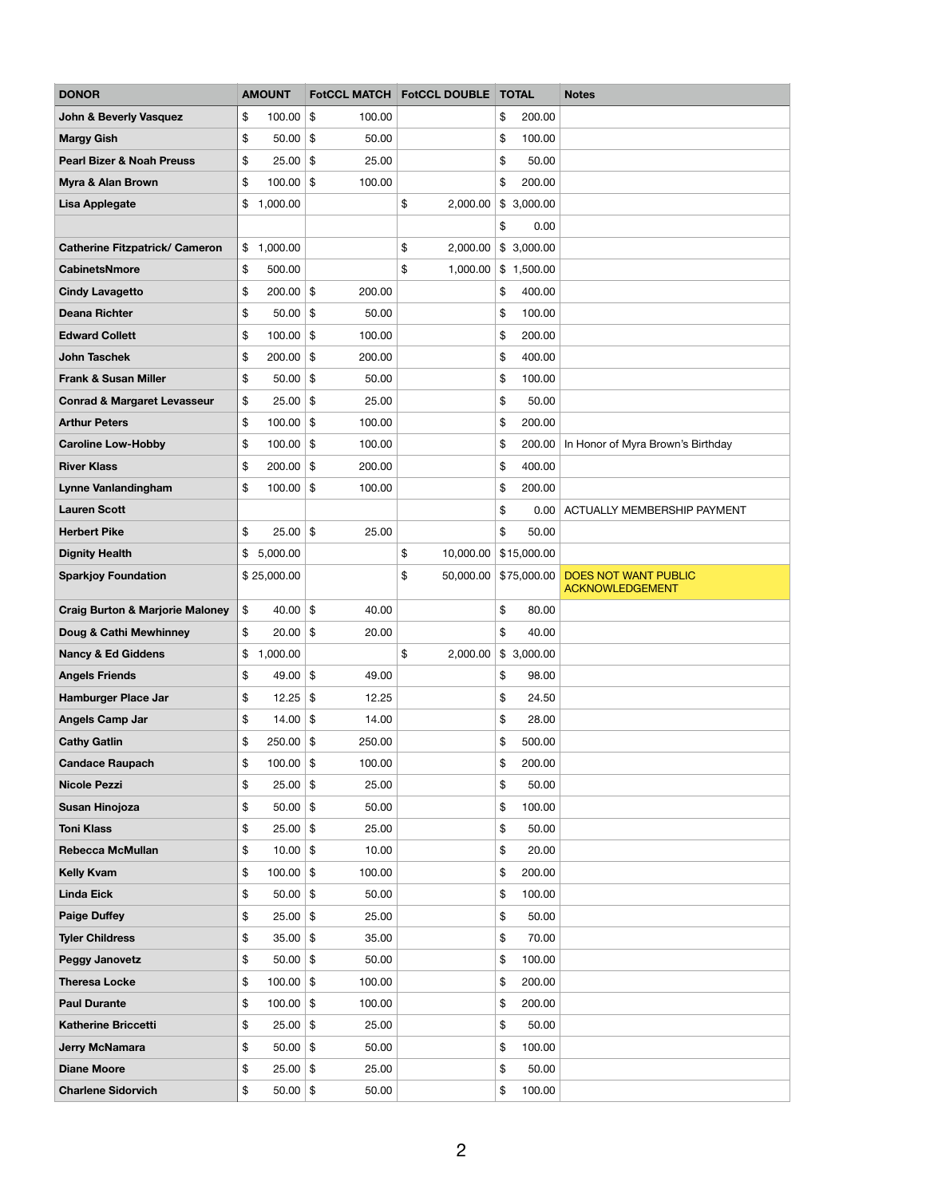| DONOR | AMOUNT | FotCCL MATCH | FotCCL DOUBLE | TOTAL | Notes |
|---|---|---|---|---|---|
| John & Beverly Vasquez | $ 100.00 | $ 100.00 | | $ 200.00 | |
| Margy Gish | $ 50.00 | $ 50.00 | | $ 100.00 | |
| Pearl Bizer & Noah Preuss | $ 25.00 | $ 25.00 | | $ 50.00 | |
| Myra & Alan Brown | $ 100.00 | $ 100.00 | | $ 200.00 | |
| Lisa Applegate | $ 1,000.00 | | $ 2,000.00 | $ 3,000.00 | |
| | | | | $ 0.00 | |
| Catherine Fitzpatrick/ Cameron | $ 1,000.00 | | $ 2,000.00 | $ 3,000.00 | |
| CabinetsNmore | $ 500.00 | | $ 1,000.00 | $ 1,500.00 | |
| Cindy Lavagetto | $ 200.00 | $ 200.00 | | $ 400.00 | |
| Deana Richter | $ 50.00 | $ 50.00 | | $ 100.00 | |
| Edward Collett | $ 100.00 | $ 100.00 | | $ 200.00 | |
| John Taschek | $ 200.00 | $ 200.00 | | $ 400.00 | |
| Frank & Susan Miller | $ 50.00 | $ 50.00 | | $ 100.00 | |
| Conrad & Margaret Levasseur | $ 25.00 | $ 25.00 | | $ 50.00 | |
| Arthur Peters | $ 100.00 | $ 100.00 | | $ 200.00 | |
| Caroline Low-Hobby | $ 100.00 | $ 100.00 | | $ 200.00 | In Honor of Myra Brown's Birthday |
| River Klass | $ 200.00 | $ 200.00 | | $ 400.00 | |
| Lynne Vanlandingham | $ 100.00 | $ 100.00 | | $ 200.00 | |
| Lauren Scott | | | | $ 0.00 | ACTUALLY MEMBERSHIP PAYMENT |
| Herbert Pike | $ 25.00 | $ 25.00 | | $ 50.00 | |
| Dignity Health | $ 5,000.00 | | $ 10,000.00 | $15,000.00 | |
| Sparkjoy Foundation | $ 25,000.00 | | $ 50,000.00 | $75,000.00 | DOES NOT WANT PUBLIC ACKNOWLEDGEMENT |
| Craig Burton & Marjorie Maloney | $ 40.00 | $ 40.00 | | $ 80.00 | |
| Doug & Cathi Mewhinney | $ 20.00 | $ 20.00 | | $ 40.00 | |
| Nancy & Ed Giddens | $ 1,000.00 | | $ 2,000.00 | $ 3,000.00 | |
| Angels Friends | $ 49.00 | $ 49.00 | | $ 98.00 | |
| Hamburger Place Jar | $ 12.25 | $ 12.25 | | $ 24.50 | |
| Angels Camp Jar | $ 14.00 | $ 14.00 | | $ 28.00 | |
| Cathy Gatlin | $ 250.00 | $ 250.00 | | $ 500.00 | |
| Candace Raupach | $ 100.00 | $ 100.00 | | $ 200.00 | |
| Nicole Pezzi | $ 25.00 | $ 25.00 | | $ 50.00 | |
| Susan Hinojoza | $ 50.00 | $ 50.00 | | $ 100.00 | |
| Toni Klass | $ 25.00 | $ 25.00 | | $ 50.00 | |
| Rebecca McMullan | $ 10.00 | $ 10.00 | | $ 20.00 | |
| Kelly Kvam | $ 100.00 | $ 100.00 | | $ 200.00 | |
| Linda Eick | $ 50.00 | $ 50.00 | | $ 100.00 | |
| Paige Duffey | $ 25.00 | $ 25.00 | | $ 50.00 | |
| Tyler Childress | $ 35.00 | $ 35.00 | | $ 70.00 | |
| Peggy Janovetz | $ 50.00 | $ 50.00 | | $ 100.00 | |
| Theresa Locke | $ 100.00 | $ 100.00 | | $ 200.00 | |
| Paul Durante | $ 100.00 | $ 100.00 | | $ 200.00 | |
| Katherine Briccetti | $ 25.00 | $ 25.00 | | $ 50.00 | |
| Jerry McNamara | $ 50.00 | $ 50.00 | | $ 100.00 | |
| Diane Moore | $ 25.00 | $ 25.00 | | $ 50.00 | |
| Charlene Sidorvich | $ 50.00 | $ 50.00 | | $ 100.00 | |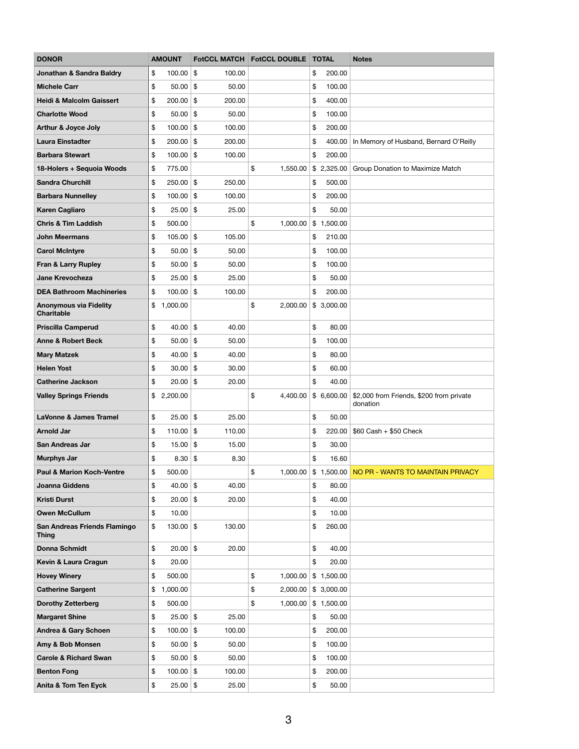| DONOR | AMOUNT | FotCCL MATCH | FotCCL DOUBLE | TOTAL | Notes |
|---|---|---|---|---|---|
| Jonathan & Sandra Baldry | $ 100.00 | $ 100.00 | | $ 200.00 | |
| Michele Carr | $ 50.00 | $ 50.00 | | $ 100.00 | |
| Heidi & Malcolm Gaissert | $ 200.00 | $ 200.00 | | $ 400.00 | |
| Charlotte Wood | $ 50.00 | $ 50.00 | | $ 100.00 | |
| Arthur & Joyce Joly | $ 100.00 | $ 100.00 | | $ 200.00 | |
| Laura Einstadter | $ 200.00 | $ 200.00 | | $ 400.00 | In Memory of Husband, Bernard O'Reilly |
| Barbara Stewart | $ 100.00 | $ 100.00 | | $ 200.00 | |
| 18-Holers + Sequoia Woods | $ 775.00 | | $ 1,550.00 | $ 2,325.00 | Group Donation to Maximize Match |
| Sandra Churchill | $ 250.00 | $ 250.00 | | $ 500.00 | |
| Barbara Nunnelley | $ 100.00 | $ 100.00 | | $ 200.00 | |
| Karen Cagliaro | $ 25.00 | $ 25.00 | | $ 50.00 | |
| Chris & Tim Laddish | $ 500.00 | | $ 1,000.00 | $ 1,500.00 | |
| John Meermans | $ 105.00 | $ 105.00 | | $ 210.00 | |
| Carol McIntyre | $ 50.00 | $ 50.00 | | $ 100.00 | |
| Fran & Larry Rupley | $ 50.00 | $ 50.00 | | $ 100.00 | |
| Jane Krevocheza | $ 25.00 | $ 25.00 | | $ 50.00 | |
| DEA Bathroom Machineries | $ 100.00 | $ 100.00 | | $ 200.00 | |
| Anonymous via Fidelity Charitable | $ 1,000.00 | | $ 2,000.00 | $ 3,000.00 | |
| Priscilla Camperud | $ 40.00 | $ 40.00 | | $ 80.00 | |
| Anne & Robert Beck | $ 50.00 | $ 50.00 | | $ 100.00 | |
| Mary Matzek | $ 40.00 | $ 40.00 | | $ 80.00 | |
| Helen Yost | $ 30.00 | $ 30.00 | | $ 60.00 | |
| Catherine Jackson | $ 20.00 | $ 20.00 | | $ 40.00 | |
| Valley Springs Friends | $ 2,200.00 | | $ 4,400.00 | $ 6,600.00 | $2,000 from Friends, $200 from private donation |
| LaVonne & James Tramel | $ 25.00 | $ 25.00 | | $ 50.00 | |
| Arnold Jar | $ 110.00 | $ 110.00 | | $ 220.00 | $60 Cash + $50 Check |
| San Andreas Jar | $ 15.00 | $ 15.00 | | $ 30.00 | |
| Murphys Jar | $ 8.30 | $ 8.30 | | $ 16.60 | |
| Paul & Marion Koch-Ventre | $ 500.00 | | $ 1,000.00 | $ 1,500.00 | NO PR - WANTS TO MAINTAIN PRIVACY |
| Joanna Giddens | $ 40.00 | $ 40.00 | | $ 80.00 | |
| Kristi Durst | $ 20.00 | $ 20.00 | | $ 40.00 | |
| Owen McCullum | $ 10.00 | | | $ 10.00 | |
| San Andreas Friends Flamingo Thing | $ 130.00 | $ 130.00 | | $ 260.00 | |
| Donna Schmidt | $ 20.00 | $ 20.00 | | $ 40.00 | |
| Kevin & Laura Cragun | $ 20.00 | | | $ 20.00 | |
| Hovey Winery | $ 500.00 | | $ 1,000.00 | $ 1,500.00 | |
| Catherine Sargent | $ 1,000.00 | | $ 2,000.00 | $ 3,000.00 | |
| Dorothy Zetterberg | $ 500.00 | | $ 1,000.00 | $ 1,500.00 | |
| Margaret Shine | $ 25.00 | $ 25.00 | | $ 50.00 | |
| Andrea & Gary Schoen | $ 100.00 | $ 100.00 | | $ 200.00 | |
| Amy & Bob Monsen | $ 50.00 | $ 50.00 | | $ 100.00 | |
| Carole & Richard Swan | $ 50.00 | $ 50.00 | | $ 100.00 | |
| Benton Fong | $ 100.00 | $ 100.00 | | $ 200.00 | |
| Anita & Tom Ten Eyck | $ 25.00 | $ 25.00 | | $ 50.00 | |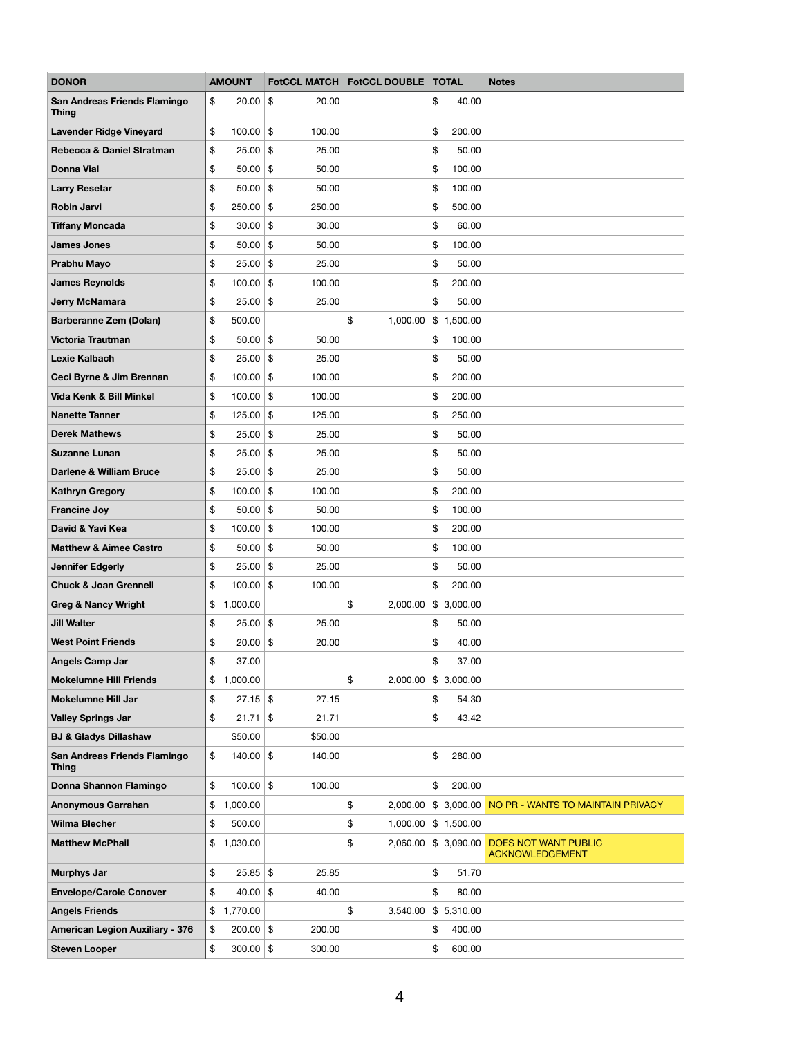| DONOR | AMOUNT | FotCCL MATCH | FotCCL DOUBLE | TOTAL | Notes |
|---|---|---|---|---|---|
| San Andreas Friends Flamingo Thing | $ 20.00 | $ 20.00 | | $ 40.00 | |
| Lavender Ridge Vineyard | $ 100.00 | $ 100.00 | | $ 200.00 | |
| Rebecca & Daniel Stratman | $ 25.00 | $ 25.00 | | $ 50.00 | |
| Donna Vial | $ 50.00 | $ 50.00 | | $ 100.00 | |
| Larry Resetar | $ 50.00 | $ 50.00 | | $ 100.00 | |
| Robin Jarvi | $ 250.00 | $ 250.00 | | $ 500.00 | |
| Tiffany Moncada | $ 30.00 | $ 30.00 | | $ 60.00 | |
| James Jones | $ 50.00 | $ 50.00 | | $ 100.00 | |
| Prabhu Mayo | $ 25.00 | $ 25.00 | | $ 50.00 | |
| James Reynolds | $ 100.00 | $ 100.00 | | $ 200.00 | |
| Jerry McNamara | $ 25.00 | $ 25.00 | | $ 50.00 | |
| Barberanne Zem (Dolan) | $ 500.00 | | $ 1,000.00 | $ 1,500.00 | |
| Victoria Trautman | $ 50.00 | $ 50.00 | | $ 100.00 | |
| Lexie Kalbach | $ 25.00 | $ 25.00 | | $ 50.00 | |
| Ceci Byrne & Jim Brennan | $ 100.00 | $ 100.00 | | $ 200.00 | |
| Vida Kenk & Bill Minkel | $ 100.00 | $ 100.00 | | $ 200.00 | |
| Nanette Tanner | $ 125.00 | $ 125.00 | | $ 250.00 | |
| Derek Mathews | $ 25.00 | $ 25.00 | | $ 50.00 | |
| Suzanne Lunan | $ 25.00 | $ 25.00 | | $ 50.00 | |
| Darlene & William Bruce | $ 25.00 | $ 25.00 | | $ 50.00 | |
| Kathryn Gregory | $ 100.00 | $ 100.00 | | $ 200.00 | |
| Francine Joy | $ 50.00 | $ 50.00 | | $ 100.00 | |
| David & Yavi Kea | $ 100.00 | $ 100.00 | | $ 200.00 | |
| Matthew & Aimee Castro | $ 50.00 | $ 50.00 | | $ 100.00 | |
| Jennifer Edgerly | $ 25.00 | $ 25.00 | | $ 50.00 | |
| Chuck & Joan Grennell | $ 100.00 | $ 100.00 | | $ 200.00 | |
| Greg & Nancy Wright | $ 1,000.00 | | $ 2,000.00 | $ 3,000.00 | |
| Jill Walter | $ 25.00 | $ 25.00 | | $ 50.00 | |
| West Point Friends | $ 20.00 | $ 20.00 | | $ 40.00 | |
| Angels Camp Jar | $ 37.00 | | | $ 37.00 | |
| Mokelumne Hill Friends | $ 1,000.00 | | $ 2,000.00 | $ 3,000.00 | |
| Mokelumne Hill Jar | $ 27.15 | $ 27.15 | | $ 54.30 | |
| Valley Springs Jar | $ 21.71 | $ 21.71 | | $ 43.42 | |
| BJ & Gladys Dillashaw | $50.00 | $50.00 | | | |
| San Andreas Friends Flamingo Thing | $ 140.00 | $ 140.00 | | $ 280.00 | |
| Donna Shannon Flamingo | $ 100.00 | $ 100.00 | | $ 200.00 | |
| Anonymous Garrahan | $ 1,000.00 | | $ 2,000.00 | $ 3,000.00 | NO PR - WANTS TO MAINTAIN PRIVACY |
| Wilma Blecher | $ 500.00 | | $ 1,000.00 | $ 1,500.00 | |
| Matthew McPhail | $ 1,030.00 | | $ 2,060.00 | $ 3,090.00 | DOES NOT WANT PUBLIC ACKNOWLEDGEMENT |
| Murphys Jar | $ 25.85 | $ 25.85 | | $ 51.70 | |
| Envelope/Carole Conover | $ 40.00 | $ 40.00 | | $ 80.00 | |
| Angels Friends | $ 1,770.00 | | $ 3,540.00 | $ 5,310.00 | |
| American Legion Auxiliary - 376 | $ 200.00 | $ 200.00 | | $ 400.00 | |
| Steven Looper | $ 300.00 | $ 300.00 | | $ 600.00 | |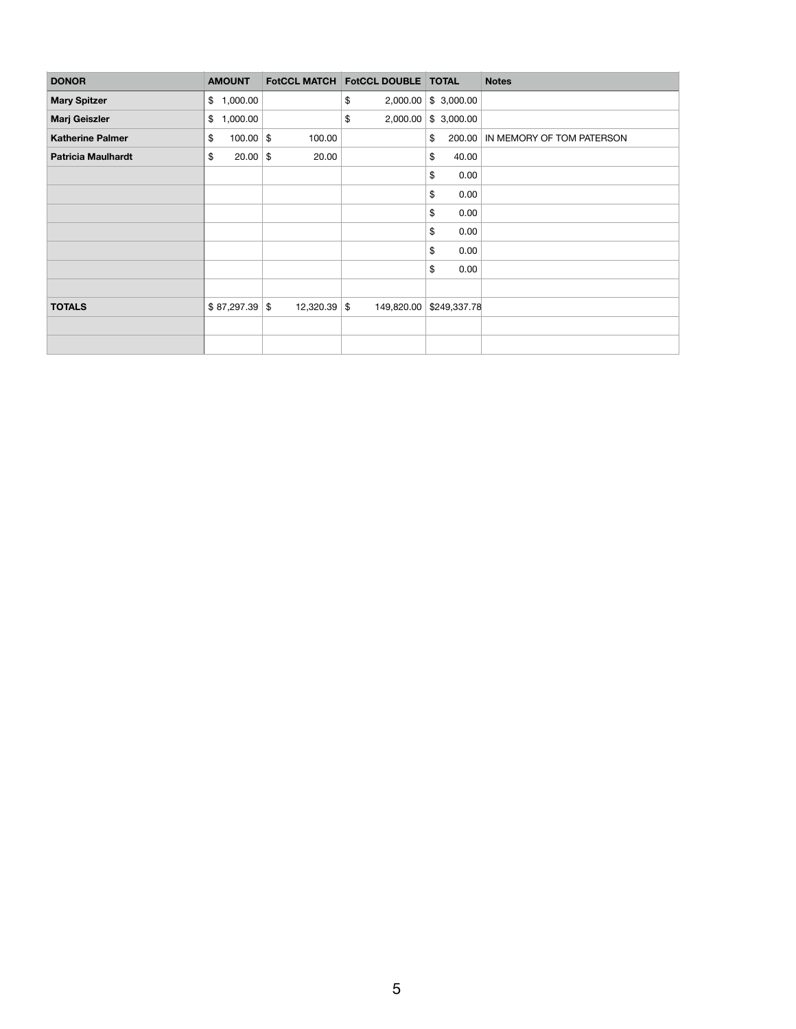| DONOR | AMOUNT | FotCCL MATCH | FotCCL DOUBLE | TOTAL | Notes |
|---|---|---|---|---|---|
| **Mary Spitzer** | $ 1,000.00 | | $ 2,000.00 | $ 3,000.00 | |
| **Marj Geiszler** | $ 1,000.00 | | $ 2,000.00 | $ 3,000.00 | |
| **Katherine Palmer** | $ 100.00 | $ 100.00 | | $ 200.00 | IN MEMORY OF TOM PATERSON |
| **Patricia Maulhardt** | $ 20.00 | $ 20.00 | | $ 40.00 | |
| | | | | $ 0.00 | |
| | | | | $ 0.00 | |
| | | | | $ 0.00 | |
| | | | | $ 0.00 | |
| | | | | $ 0.00 | |
| | | | | $ 0.00 | |
| | | | | | |
| **TOTALS** | $ 87,297.39 | $ 12,320.39 | $ 149,820.00 | $249,337.78 | |
| | | | | | |
| | | | | | |